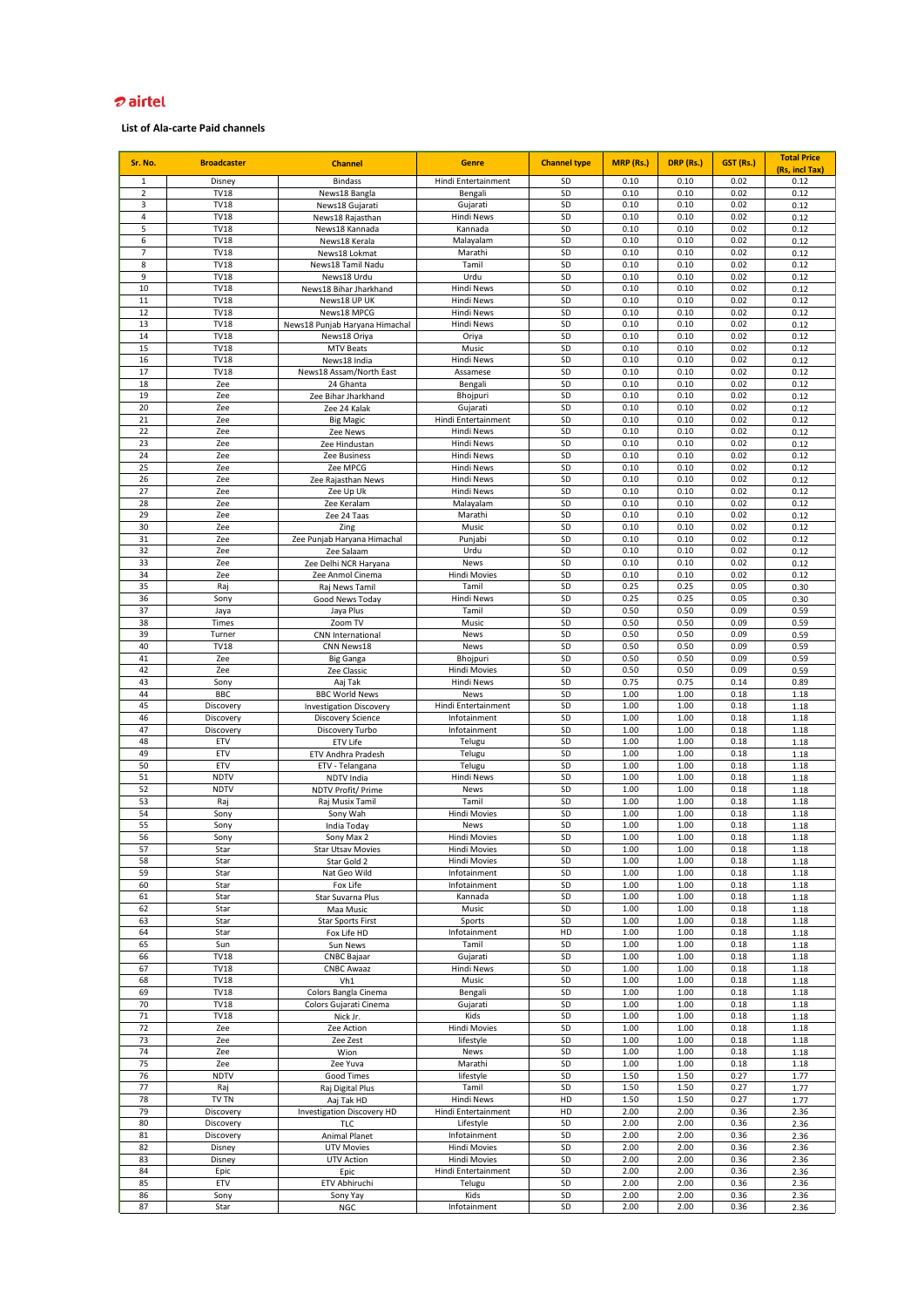airtel

**List of Ala-carte Paid channels**

| Sr. No. | Broadcaster | Channel | Genre | Channel type | MRP (Rs.) | DRP (Rs.) | GST (Rs.) | Total Price (Rs, incl Tax) |
|---|---|---|---|---|---|---|---|---|
| 1 | Disney | Bindass | Hindi Entertainment | SD | 0.10 | 0.10 | 0.02 | 0.12 |
| 2 | TV18 | News18 Bangla | Bengali | SD | 0.10 | 0.10 | 0.02 | 0.12 |
| 3 | TV18 | News18 Gujarati | Gujarati | SD | 0.10 | 0.10 | 0.02 | 0.12 |
| 4 | TV18 | News18 Rajasthan | Hindi News | SD | 0.10 | 0.10 | 0.02 | 0.12 |
| 5 | TV18 | News18 Kannada | Kannada | SD | 0.10 | 0.10 | 0.02 | 0.12 |
| 6 | TV18 | News18 Kerala | Malayalam | SD | 0.10 | 0.10 | 0.02 | 0.12 |
| 7 | TV18 | News18 Lokmat | Marathi | SD | 0.10 | 0.10 | 0.02 | 0.12 |
| 8 | TV18 | News18 Tamil Nadu | Tamil | SD | 0.10 | 0.10 | 0.02 | 0.12 |
| 9 | TV18 | News18 Urdu | Urdu | SD | 0.10 | 0.10 | 0.02 | 0.12 |
| 10 | TV18 | News18 Bihar Jharkhand | Hindi News | SD | 0.10 | 0.10 | 0.02 | 0.12 |
| 11 | TV18 | News18 UP UK | Hindi News | SD | 0.10 | 0.10 | 0.02 | 0.12 |
| 12 | TV18 | News18 MPCG | Hindi News | SD | 0.10 | 0.10 | 0.02 | 0.12 |
| 13 | TV18 | News18 Punjab Haryana Himachal | Hindi News | SD | 0.10 | 0.10 | 0.02 | 0.12 |
| 14 | TV18 | News18 Oriya | Oriya | SD | 0.10 | 0.10 | 0.02 | 0.12 |
| 15 | TV18 | MTV Beats | Music | SD | 0.10 | 0.10 | 0.02 | 0.12 |
| 16 | TV18 | News18 India | Hindi News | SD | 0.10 | 0.10 | 0.02 | 0.12 |
| 17 | TV18 | News18 Assam/North East | Assamese | SD | 0.10 | 0.10 | 0.02 | 0.12 |
| 18 | Zee | 24 Ghanta | Bengali | SD | 0.10 | 0.10 | 0.02 | 0.12 |
| 19 | Zee | Zee Bihar Jharkhand | Bhojpuri | SD | 0.10 | 0.10 | 0.02 | 0.12 |
| 20 | Zee | Zee 24 Kalak | Gujarati | SD | 0.10 | 0.10 | 0.02 | 0.12 |
| 21 | Zee | Big Magic | Hindi Entertainment | SD | 0.10 | 0.10 | 0.02 | 0.12 |
| 22 | Zee | Zee News | Hindi News | SD | 0.10 | 0.10 | 0.02 | 0.12 |
| 23 | Zee | Zee Hindustan | Hindi News | SD | 0.10 | 0.10 | 0.02 | 0.12 |
| 24 | Zee | Zee Business | Hindi News | SD | 0.10 | 0.10 | 0.02 | 0.12 |
| 25 | Zee | Zee MPCG | Hindi News | SD | 0.10 | 0.10 | 0.02 | 0.12 |
| 26 | Zee | Zee Rajasthan News | Hindi News | SD | 0.10 | 0.10 | 0.02 | 0.12 |
| 27 | Zee | Zee Up Uk | Hindi News | SD | 0.10 | 0.10 | 0.02 | 0.12 |
| 28 | Zee | Zee Keralam | Malayalam | SD | 0.10 | 0.10 | 0.02 | 0.12 |
| 29 | Zee | Zee 24 Taas | Marathi | SD | 0.10 | 0.10 | 0.02 | 0.12 |
| 30 | Zee | Zing | Music | SD | 0.10 | 0.10 | 0.02 | 0.12 |
| 31 | Zee | Zee Punjab Haryana Himachal | Punjabi | SD | 0.10 | 0.10 | 0.02 | 0.12 |
| 32 | Zee | Zee Salaam | Urdu | SD | 0.10 | 0.10 | 0.02 | 0.12 |
| 33 | Zee | Zee Delhi NCR Haryana | News | SD | 0.10 | 0.10 | 0.02 | 0.12 |
| 34 | Zee | Zee Anmol Cinema | Hindi Movies | SD | 0.10 | 0.10 | 0.02 | 0.12 |
| 35 | Raj | Raj News Tamil | Tamil | SD | 0.25 | 0.25 | 0.05 | 0.30 |
| 36 | Sony | Good News Today | Hindi News | SD | 0.25 | 0.25 | 0.05 | 0.30 |
| 37 | Jaya | Jaya Plus | Tamil | SD | 0.50 | 0.50 | 0.09 | 0.59 |
| 38 | Times | Zoom TV | Music | SD | 0.50 | 0.50 | 0.09 | 0.59 |
| 39 | Turner | CNN International | News | SD | 0.50 | 0.50 | 0.09 | 0.59 |
| 40 | TV18 | CNN News18 | News | SD | 0.50 | 0.50 | 0.09 | 0.59 |
| 41 | Zee | Big Ganga | Bhojpuri | SD | 0.50 | 0.50 | 0.09 | 0.59 |
| 42 | Zee | Zee Classic | Hindi Movies | SD | 0.50 | 0.50 | 0.09 | 0.59 |
| 43 | Sony | Aaj Tak | Hindi News | SD | 0.75 | 0.75 | 0.14 | 0.89 |
| 44 | BBC | BBC World News | News | SD | 1.00 | 1.00 | 0.18 | 1.18 |
| 45 | Discovery | Investigation Discovery | Hindi Entertainment | SD | 1.00 | 1.00 | 0.18 | 1.18 |
| 46 | Discovery | Discovery Science | Infotainment | SD | 1.00 | 1.00 | 0.18 | 1.18 |
| 47 | Discovery | Discovery Turbo | Infotainment | SD | 1.00 | 1.00 | 0.18 | 1.18 |
| 48 | ETV | ETV Life | Telugu | SD | 1.00 | 1.00 | 0.18 | 1.18 |
| 49 | ETV | ETV Andhra Pradesh | Telugu | SD | 1.00 | 1.00 | 0.18 | 1.18 |
| 50 | ETV | ETV - Telangana | Telugu | SD | 1.00 | 1.00 | 0.18 | 1.18 |
| 51 | NDTV | NDTV India | Hindi News | SD | 1.00 | 1.00 | 0.18 | 1.18 |
| 52 | NDTV | NDTV Profit/ Prime | News | SD | 1.00 | 1.00 | 0.18 | 1.18 |
| 53 | Raj | Raj Musix Tamil | Tamil | SD | 1.00 | 1.00 | 0.18 | 1.18 |
| 54 | Sony | Sony Wah | Hindi Movies | SD | 1.00 | 1.00 | 0.18 | 1.18 |
| 55 | Sony | India Today | News | SD | 1.00 | 1.00 | 0.18 | 1.18 |
| 56 | Sony | Sony Max 2 | Hindi Movies | SD | 1.00 | 1.00 | 0.18 | 1.18 |
| 57 | Star | Star Utsav Movies | Hindi Movies | SD | 1.00 | 1.00 | 0.18 | 1.18 |
| 58 | Star | Star Gold 2 | Hindi Movies | SD | 1.00 | 1.00 | 0.18 | 1.18 |
| 59 | Star | Nat Geo Wild | Infotainment | SD | 1.00 | 1.00 | 0.18 | 1.18 |
| 60 | Star | Fox Life | Infotainment | SD | 1.00 | 1.00 | 0.18 | 1.18 |
| 61 | Star | Star Suvarna Plus | Kannada | SD | 1.00 | 1.00 | 0.18 | 1.18 |
| 62 | Star | Maa Music | Music | SD | 1.00 | 1.00 | 0.18 | 1.18 |
| 63 | Star | Star Sports First | Sports | SD | 1.00 | 1.00 | 0.18 | 1.18 |
| 64 | Star | Fox Life HD | Infotainment | HD | 1.00 | 1.00 | 0.18 | 1.18 |
| 65 | Sun | Sun News | Tamil | SD | 1.00 | 1.00 | 0.18 | 1.18 |
| 66 | TV18 | CNBC Bajaar | Gujarati | SD | 1.00 | 1.00 | 0.18 | 1.18 |
| 67 | TV18 | CNBC Awaaz | Hindi News | SD | 1.00 | 1.00 | 0.18 | 1.18 |
| 68 | TV18 | Vh1 | Music | SD | 1.00 | 1.00 | 0.18 | 1.18 |
| 69 | TV18 | Colors Bangla Cinema | Bengali | SD | 1.00 | 1.00 | 0.18 | 1.18 |
| 70 | TV18 | Colors Gujarati Cinema | Gujarati | SD | 1.00 | 1.00 | 0.18 | 1.18 |
| 71 | TV18 | Nick Jr. | Kids | SD | 1.00 | 1.00 | 0.18 | 1.18 |
| 72 | Zee | Zee Action | Hindi Movies | SD | 1.00 | 1.00 | 0.18 | 1.18 |
| 73 | Zee | Zee Zest | lifestyle | SD | 1.00 | 1.00 | 0.18 | 1.18 |
| 74 | Zee | Wion | News | SD | 1.00 | 1.00 | 0.18 | 1.18 |
| 75 | Zee | Zee Yuva | Marathi | SD | 1.00 | 1.00 | 0.18 | 1.18 |
| 76 | NDTV | Good Times | lifestyle | SD | 1.50 | 1.50 | 0.27 | 1.77 |
| 77 | Raj | Raj Digital Plus | Tamil | SD | 1.50 | 1.50 | 0.27 | 1.77 |
| 78 | TV TN | Aaj Tak HD | Hindi News | HD | 1.50 | 1.50 | 0.27 | 1.77 |
| 79 | Discovery | Investigation Discovery HD | Hindi Entertainment | HD | 2.00 | 2.00 | 0.36 | 2.36 |
| 80 | Discovery | TLC | Lifestyle | SD | 2.00 | 2.00 | 0.36 | 2.36 |
| 81 | Discovery | Animal Planet | Infotainment | SD | 2.00 | 2.00 | 0.36 | 2.36 |
| 82 | Disney | UTV Movies | Hindi Movies | SD | 2.00 | 2.00 | 0.36 | 2.36 |
| 83 | Disney | UTV Action | Hindi Movies | SD | 2.00 | 2.00 | 0.36 | 2.36 |
| 84 | Epic | Epic | Hindi Entertainment | SD | 2.00 | 2.00 | 0.36 | 2.36 |
| 85 | ETV | ETV Abhiruchi | Telugu | SD | 2.00 | 2.00 | 0.36 | 2.36 |
| 86 | Sony | Sony Yay | Kids | SD | 2.00 | 2.00 | 0.36 | 2.36 |
| 87 | Star | NGC | Infotainment | SD | 2.00 | 2.00 | 0.36 | 2.36 |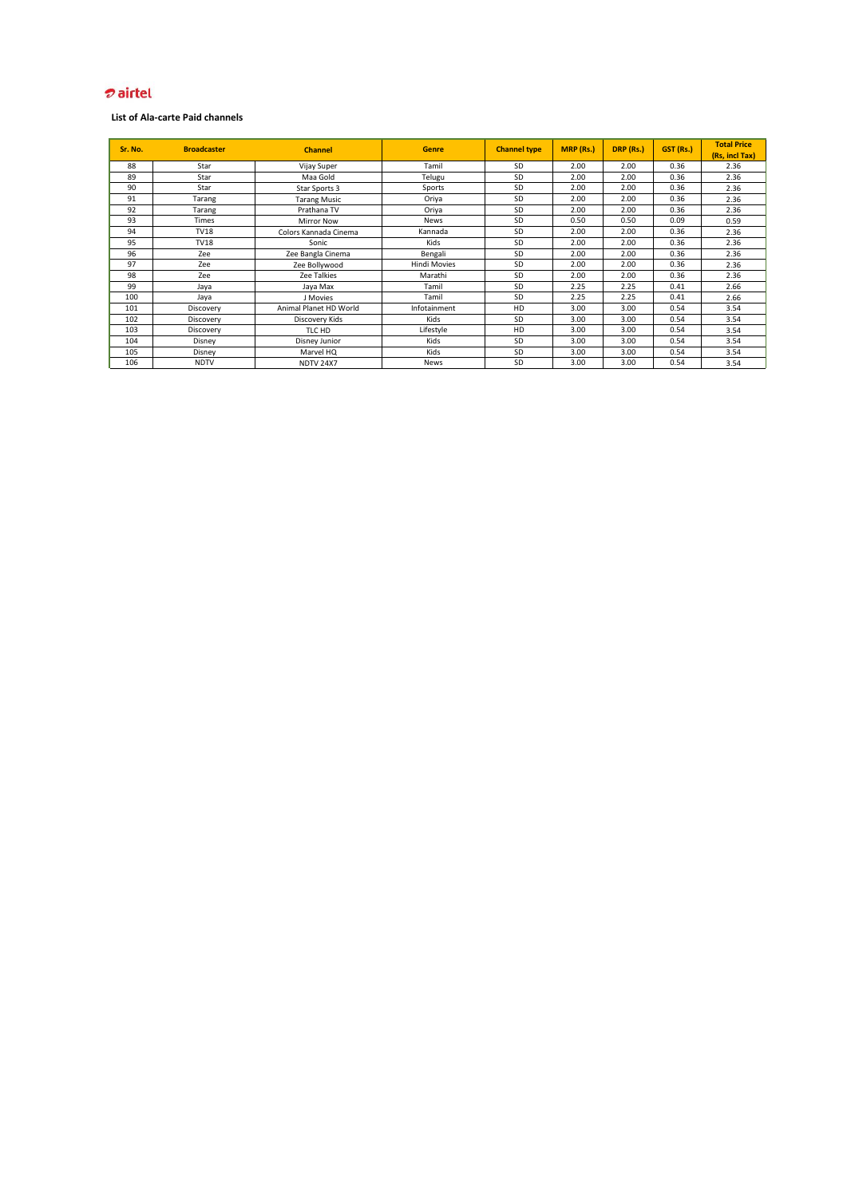airtel

**List of Ala-carte Paid channels**

| Sr. No. | Broadcaster | Channel | Genre | Channel type | MRP (Rs.) | DRP (Rs.) | GST (Rs.) | Total Price (Rs, incl Tax) |
|---|---|---|---|---|---|---|---|---|
| 88 | Star | Vijay Super | Tamil | SD | 2.00 | 2.00 | 0.36 | 2.36 |
| 89 | Star | Maa Gold | Telugu | SD | 2.00 | 2.00 | 0.36 | 2.36 |
| 90 | Star | Star Sports 3 | Sports | SD | 2.00 | 2.00 | 0.36 | 2.36 |
| 91 | Tarang | Tarang Music | Oriya | SD | 2.00 | 2.00 | 0.36 | 2.36 |
| 92 | Tarang | Prathana TV | Oriya | SD | 2.00 | 2.00 | 0.36 | 2.36 |
| 93 | Times | Mirror Now | News | SD | 0.50 | 0.50 | 0.09 | 0.59 |
| 94 | TV18 | Colors Kannada Cinema | Kannada | SD | 2.00 | 2.00 | 0.36 | 2.36 |
| 95 | TV18 | Sonic | Kids | SD | 2.00 | 2.00 | 0.36 | 2.36 |
| 96 | Zee | Zee Bangla Cinema | Bengali | SD | 2.00 | 2.00 | 0.36 | 2.36 |
| 97 | Zee | Zee Bollywood | Hindi Movies | SD | 2.00 | 2.00 | 0.36 | 2.36 |
| 98 | Zee | Zee Talkies | Marathi | SD | 2.00 | 2.00 | 0.36 | 2.36 |
| 99 | Jaya | Jaya Max | Tamil | SD | 2.25 | 2.25 | 0.41 | 2.66 |
| 100 | Jaya | J Movies | Tamil | SD | 2.25 | 2.25 | 0.41 | 2.66 |
| 101 | Discovery | Animal Planet HD World | Infotainment | HD | 3.00 | 3.00 | 0.54 | 3.54 |
| 102 | Discovery | Discovery Kids | Kids | SD | 3.00 | 3.00 | 0.54 | 3.54 |
| 103 | Discovery | TLC HD | Lifestyle | HD | 3.00 | 3.00 | 0.54 | 3.54 |
| 104 | Disney | Disney Junior | Kids | SD | 3.00 | 3.00 | 0.54 | 3.54 |
| 105 | Disney | Marvel HQ | Kids | SD | 3.00 | 3.00 | 0.54 | 3.54 |
| 106 | NDTV | NDTV 24X7 | News | SD | 3.00 | 3.00 | 0.54 | 3.54 |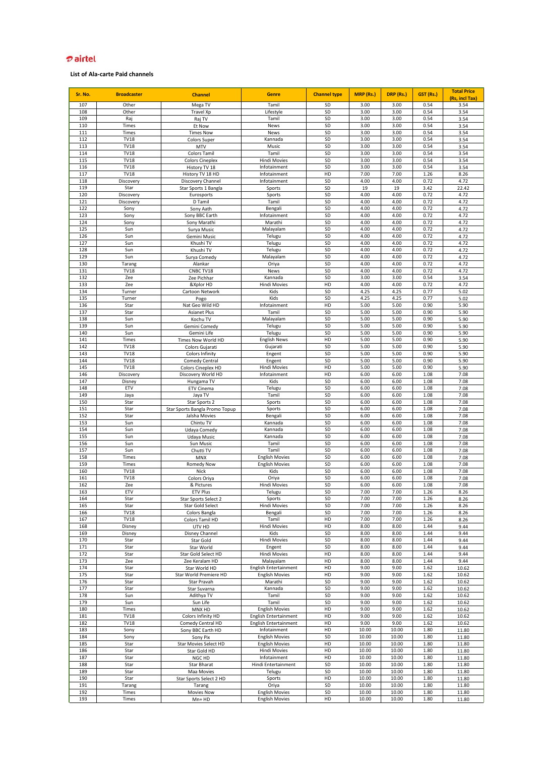airtel

**List of Ala-carte Paid channels**

| Sr. No. | Broadcaster | Channel | Genre | Channel type | MRP (Rs.) | DRP (Rs.) | GST (Rs.) | Total Price (Rs, incl Tax) |
|---|---|---|---|---|---|---|---|---|
| 107 | Other | Mega TV | Tamil | SD | 3.00 | 3.00 | 0.54 | 3.54 |
| 108 | Other | Travel Xp | Lifestyle | SD | 3.00 | 3.00 | 0.54 | 3.54 |
| 109 | Raj | Raj TV | Tamil | SD | 3.00 | 3.00 | 0.54 | 3.54 |
| 110 | Times | Et Now | News | SD | 3.00 | 3.00 | 0.54 | 3.54 |
| 111 | Times | Times Now | News | SD | 3.00 | 3.00 | 0.54 | 3.54 |
| 112 | TV18 | Colors Super | Kannada | SD | 3.00 | 3.00 | 0.54 | 3.54 |
| 113 | TV18 | MTV | Music | SD | 3.00 | 3.00 | 0.54 | 3.54 |
| 114 | TV18 | Colors Tamil | Tamil | SD | 3.00 | 3.00 | 0.54 | 3.54 |
| 115 | TV18 | Colors Cineplex | Hindi Movies | SD | 3.00 | 3.00 | 0.54 | 3.54 |
| 116 | TV18 | History TV 18 | Infotainment | SD | 3.00 | 3.00 | 0.54 | 3.54 |
| 117 | TV18 | History TV 18 HD | Infotainment | HD | 7.00 | 7.00 | 1.26 | 8.26 |
| 118 | Discovery | Discovery Channel | Infotainment | SD | 4.00 | 4.00 | 0.72 | 4.72 |
| 119 | Star | Star Sports 1 Bangla | Sports | SD | 19 | 19 | 3.42 | 22.42 |
| 120 | Discovery | Eurosports | Sports | SD | 4.00 | 4.00 | 0.72 | 4.72 |
| 121 | Discovery | D Tamil | Tamil | SD | 4.00 | 4.00 | 0.72 | 4.72 |
| 122 | Sony | Sony Aath | Bengali | SD | 4.00 | 4.00 | 0.72 | 4.72 |
| 123 | Sony | Sony BBC Earth | Infotainment | SD | 4.00 | 4.00 | 0.72 | 4.72 |
| 124 | Sony | Sony Marathi | Marathi | SD | 4.00 | 4.00 | 0.72 | 4.72 |
| 125 | Sun | Surya Music | Malayalam | SD | 4.00 | 4.00 | 0.72 | 4.72 |
| 126 | Sun | Gemini Music | Telugu | SD | 4.00 | 4.00 | 0.72 | 4.72 |
| 127 | Sun | Khushi TV | Telugu | SD | 4.00 | 4.00 | 0.72 | 4.72 |
| 128 | Sun | Khushi TV | Telugu | SD | 4.00 | 4.00 | 0.72 | 4.72 |
| 129 | Sun | Surya Comedy | Malayalam | SD | 4.00 | 4.00 | 0.72 | 4.72 |
| 130 | Tarang | Alankar | Oriya | SD | 4.00 | 4.00 | 0.72 | 4.72 |
| 131 | TV18 | CNBC TV18 | News | SD | 4.00 | 4.00 | 0.72 | 4.72 |
| 132 | Zee | Zee Pichhar | Kannada | SD | 3.00 | 3.00 | 0.54 | 3.54 |
| 133 | Zee | &Xplor HD | Hindi Movies | HD | 4.00 | 4.00 | 0.72 | 4.72 |
| 134 | Turner | Cartoon Network | Kids | SD | 4.25 | 4.25 | 0.77 | 5.02 |
| 135 | Turner | Pogo | Kids | SD | 4.25 | 4.25 | 0.77 | 5.02 |
| 136 | Star | Nat Geo Wild HD | Infotainment | HD | 5.00 | 5.00 | 0.90 | 5.90 |
| 137 | Star | Asianet Plus | Tamil | SD | 5.00 | 5.00 | 0.90 | 5.90 |
| 138 | Sun | Kochu TV | Malayalam | SD | 5.00 | 5.00 | 0.90 | 5.90 |
| 139 | Sun | Gemini Comedy | Telugu | SD | 5.00 | 5.00 | 0.90 | 5.90 |
| 140 | Sun | Gemini Life | Telugu | SD | 5.00 | 5.00 | 0.90 | 5.90 |
| 141 | Times | Times Now World HD | English News | HD | 5.00 | 5.00 | 0.90 | 5.90 |
| 142 | TV18 | Colors Gujarati | Gujarati | SD | 5.00 | 5.00 | 0.90 | 5.90 |
| 143 | TV18 | Colors Infinity | Engent | SD | 5.00 | 5.00 | 0.90 | 5.90 |
| 144 | TV18 | Comedy Central | Engent | SD | 5.00 | 5.00 | 0.90 | 5.90 |
| 145 | TV18 | Colors Cineplex HD | Hindi Movies | HD | 5.00 | 5.00 | 0.90 | 5.90 |
| 146 | Discovery | Discovery World HD | Infotainment | HD | 6.00 | 6.00 | 1.08 | 7.08 |
| 147 | Disney | Hungama TV | Kids | SD | 6.00 | 6.00 | 1.08 | 7.08 |
| 148 | ETV | ETV Cinema | Telugu | SD | 6.00 | 6.00 | 1.08 | 7.08 |
| 149 | Jaya | Jaya TV | Tamil | SD | 6.00 | 6.00 | 1.08 | 7.08 |
| 150 | Star | Star Sports 2 | Sports | SD | 6.00 | 6.00 | 1.08 | 7.08 |
| 151 | Star | Star Sports Bangla Promo Topup | Sports | SD | 6.00 | 6.00 | 1.08 | 7.08 |
| 152 | Star | Jalsha Movies | Bengali | SD | 6.00 | 6.00 | 1.08 | 7.08 |
| 153 | Sun | Chintu TV | Kannada | SD | 6.00 | 6.00 | 1.08 | 7.08 |
| 154 | Sun | Udaya Comedy | Kannada | SD | 6.00 | 6.00 | 1.08 | 7.08 |
| 155 | Sun | Udaya Music | Kannada | SD | 6.00 | 6.00 | 1.08 | 7.08 |
| 156 | Sun | Sun Music | Tamil | SD | 6.00 | 6.00 | 1.08 | 7.08 |
| 157 | Sun | Chutti TV | Tamil | SD | 6.00 | 6.00 | 1.08 | 7.08 |
| 158 | Times | MNX | English Movies | SD | 6.00 | 6.00 | 1.08 | 7.08 |
| 159 | Times | Romedy Now | English Movies | SD | 6.00 | 6.00 | 1.08 | 7.08 |
| 160 | TV18 | Nick | Kids | SD | 6.00 | 6.00 | 1.08 | 7.08 |
| 161 | TV18 | Colors Oriya | Oriya | SD | 6.00 | 6.00 | 1.08 | 7.08 |
| 162 | Zee | & Pictures | Hindi Movies | SD | 6.00 | 6.00 | 1.08 | 7.08 |
| 163 | ETV | ETV Plus | Telugu | SD | 7.00 | 7.00 | 1.26 | 8.26 |
| 164 | Star | Star Sports Select 2 | Sports | SD | 7.00 | 7.00 | 1.26 | 8.26 |
| 165 | Star | Star Gold Select | Hindi Movies | SD | 7.00 | 7.00 | 1.26 | 8.26 |
| 166 | TV18 | Colors Bangla | Bengali | SD | 7.00 | 7.00 | 1.26 | 8.26 |
| 167 | TV18 | Colors Tamil HD | Tamil | HD | 7.00 | 7.00 | 1.26 | 8.26 |
| 168 | Disney | UTV HD | Hindi Movies | HD | 8.00 | 8.00 | 1.44 | 9.44 |
| 169 | Disney | Disney Channel | Kids | SD | 8.00 | 8.00 | 1.44 | 9.44 |
| 170 | Star | Star Gold | Hindi Movies | SD | 8.00 | 8.00 | 1.44 | 9.44 |
| 171 | Star | Star World | Engent | SD | 8.00 | 8.00 | 1.44 | 9.44 |
| 172 | Star | Star Gold Select HD | Hindi Movies | HD | 8.00 | 8.00 | 1.44 | 9.44 |
| 173 | Zee | Zee Keralam HD | Malayalam | HD | 8.00 | 8.00 | 1.44 | 9.44 |
| 174 | Star | Star World HD | English Entertainment | HD | 9.00 | 9.00 | 1.62 | 10.62 |
| 175 | Star | Star World Premiere HD | English Movies | HD | 9.00 | 9.00 | 1.62 | 10.62 |
| 176 | Star | Star Pravah | Marathi | SD | 9.00 | 9.00 | 1.62 | 10.62 |
| 177 | Star | Star Suvarna | Kannada | SD | 9.00 | 9.00 | 1.62 | 10.62 |
| 178 | Sun | Adithya TV | Tamil | SD | 9.00 | 9.00 | 1.62 | 10.62 |
| 179 | Sun | Sun Life | Tamil | SD | 9.00 | 9.00 | 1.62 | 10.62 |
| 180 | Times | MNX HD | English Movies | HD | 9.00 | 9.00 | 1.62 | 10.62 |
| 181 | TV18 | Colors Infinity HD | English Entertainment | HD | 9.00 | 9.00 | 1.62 | 10.62 |
| 182 | TV18 | Comedy Central HD | English Entertainment | HD | 9.00 | 9.00 | 1.62 | 10.62 |
| 183 | Sony | Sony BBC Earth HD | Infotainment | HD | 10.00 | 10.00 | 1.80 | 11.80 |
| 184 | Sony | Sony Pix | English Movies | SD | 10.00 | 10.00 | 1.80 | 11.80 |
| 185 | Star | Star Movies Select HD | English Movies | HD | 10.00 | 10.00 | 1.80 | 11.80 |
| 186 | Star | Star Gold HD | Hindi Movies | HD | 10.00 | 10.00 | 1.80 | 11.80 |
| 187 | Star | NGC HD | Infotainment | HD | 10.00 | 10.00 | 1.80 | 11.80 |
| 188 | Star | Star Bharat | Hindi Entertainment | SD | 10.00 | 10.00 | 1.80 | 11.80 |
| 189 | Star | Maa Movies | Telugu | SD | 10.00 | 10.00 | 1.80 | 11.80 |
| 190 | Star | Star Sports Select 2 HD | Sports | HD | 10.00 | 10.00 | 1.80 | 11.80 |
| 191 | Tarang | Tarang | Oriya | SD | 10.00 | 10.00 | 1.80 | 11.80 |
| 192 | Times | Movies Now | English Movies | SD | 10.00 | 10.00 | 1.80 | 11.80 |
| 193 | Times | Mn+ HD | English Movies | HD | 10.00 | 10.00 | 1.80 | 11.80 |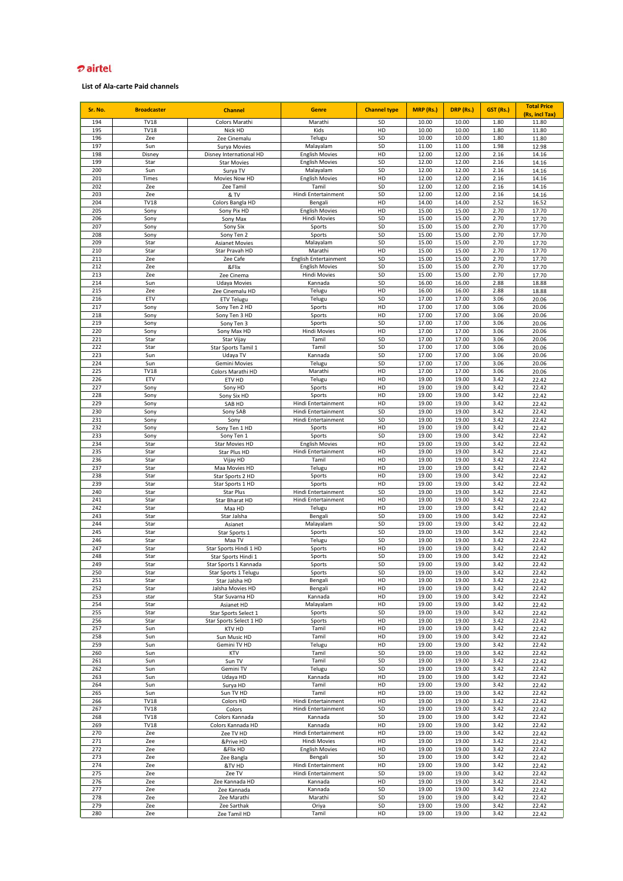airtel

**List of Ala-carte Paid channels**

| Sr. No. | Broadcaster | Channel | Genre | Channel type | MRP (Rs.) | DRP (Rs.) | GST (Rs.) | Total Price (Rs, incl Tax) |
|---|---|---|---|---|---|---|---|---|
| 194 | TV18 | Colors Marathi | Marathi | SD | 10.00 | 10.00 | 1.80 | 11.80 |
| 195 | TV18 | Nick HD | Kids | HD | 10.00 | 10.00 | 1.80 | 11.80 |
| 196 | Zee | Zee Cinemalu | Telugu | SD | 10.00 | 10.00 | 1.80 | 11.80 |
| 197 | Sun | Surya Movies | Malayalam | SD | 11.00 | 11.00 | 1.98 | 12.98 |
| 198 | Disney | Disney International HD | English Movies | HD | 12.00 | 12.00 | 2.16 | 14.16 |
| 199 | Star | Star Movies | English Movies | SD | 12.00 | 12.00 | 2.16 | 14.16 |
| 200 | Sun | Surya TV | Malayalam | SD | 12.00 | 12.00 | 2.16 | 14.16 |
| 201 | Times | Movies Now HD | English Movies | HD | 12.00 | 12.00 | 2.16 | 14.16 |
| 202 | Zee | Zee Tamil | Tamil | SD | 12.00 | 12.00 | 2.16 | 14.16 |
| 203 | Zee | & TV | Hindi Entertainment | SD | 12.00 | 12.00 | 2.16 | 14.16 |
| 204 | TV18 | Colors Bangla HD | Bengali | HD | 14.00 | 14.00 | 2.52 | 16.52 |
| 205 | Sony | Sony Pix HD | English Movies | HD | 15.00 | 15.00 | 2.70 | 17.70 |
| 206 | Sony | Sony Max | Hindi Movies | SD | 15.00 | 15.00 | 2.70 | 17.70 |
| 207 | Sony | Sony Six | Sports | SD | 15.00 | 15.00 | 2.70 | 17.70 |
| 208 | Sony | Sony Ten 2 | Sports | SD | 15.00 | 15.00 | 2.70 | 17.70 |
| 209 | Star | Asianet Movies | Malayalam | SD | 15.00 | 15.00 | 2.70 | 17.70 |
| 210 | Star | Star Pravah HD | Marathi | HD | 15.00 | 15.00 | 2.70 | 17.70 |
| 211 | Zee | Zee Cafe | English Entertainment | SD | 15.00 | 15.00 | 2.70 | 17.70 |
| 212 | Zee | &Flix | English Movies | SD | 15.00 | 15.00 | 2.70 | 17.70 |
| 213 | Zee | Zee Cinema | Hindi Movies | SD | 15.00 | 15.00 | 2.70 | 17.70 |
| 214 | Sun | Udaya Movies | Kannada | SD | 16.00 | 16.00 | 2.88 | 18.88 |
| 215 | Zee | Zee Cinemalu HD | Telugu | HD | 16.00 | 16.00 | 2.88 | 18.88 |
| 216 | ETV | ETV Telugu | Telugu | SD | 17.00 | 17.00 | 3.06 | 20.06 |
| 217 | Sony | Sony Ten 2 HD | Sports | HD | 17.00 | 17.00 | 3.06 | 20.06 |
| 218 | Sony | Sony Ten 3 HD | Sports | HD | 17.00 | 17.00 | 3.06 | 20.06 |
| 219 | Sony | Sony Ten 3 | Sports | SD | 17.00 | 17.00 | 3.06 | 20.06 |
| 220 | Sony | Sony Max HD | Hindi Movies | HD | 17.00 | 17.00 | 3.06 | 20.06 |
| 221 | Star | Star Vijay | Tamil | SD | 17.00 | 17.00 | 3.06 | 20.06 |
| 222 | Star | Star Sports Tamil 1 | Tamil | SD | 17.00 | 17.00 | 3.06 | 20.06 |
| 223 | Sun | Udaya TV | Kannada | SD | 17.00 | 17.00 | 3.06 | 20.06 |
| 224 | Sun | Gemini Movies | Telugu | SD | 17.00 | 17.00 | 3.06 | 20.06 |
| 225 | TV18 | Colors Marathi HD | Marathi | HD | 17.00 | 17.00 | 3.06 | 20.06 |
| 226 | ETV | ETV HD | Telugu | HD | 19.00 | 19.00 | 3.42 | 22.42 |
| 227 | Sony | Sony HD | Sports | HD | 19.00 | 19.00 | 3.42 | 22.42 |
| 228 | Sony | Sony Six HD | Sports | HD | 19.00 | 19.00 | 3.42 | 22.42 |
| 229 | Sony | SAB HD | Hindi Entertainment | HD | 19.00 | 19.00 | 3.42 | 22.42 |
| 230 | Sony | Sony SAB | Hindi Entertainment | SD | 19.00 | 19.00 | 3.42 | 22.42 |
| 231 | Sony | Sony | Hindi Entertainment | SD | 19.00 | 19.00 | 3.42 | 22.42 |
| 232 | Sony | Sony Ten 1 HD | Sports | HD | 19.00 | 19.00 | 3.42 | 22.42 |
| 233 | Sony | Sony Ten 1 | Sports | SD | 19.00 | 19.00 | 3.42 | 22.42 |
| 234 | Star | Star Movies HD | English Movies | HD | 19.00 | 19.00 | 3.42 | 22.42 |
| 235 | Star | Star Plus HD | Hindi Entertainment | HD | 19.00 | 19.00 | 3.42 | 22.42 |
| 236 | Star | Vijay HD | Tamil | HD | 19.00 | 19.00 | 3.42 | 22.42 |
| 237 | Star | Maa Movies HD | Telugu | HD | 19.00 | 19.00 | 3.42 | 22.42 |
| 238 | Star | Star Sports 2 HD | Sports | HD | 19.00 | 19.00 | 3.42 | 22.42 |
| 239 | Star | Star Sports 1 HD | Sports | HD | 19.00 | 19.00 | 3.42 | 22.42 |
| 240 | Star | Star Plus | Hindi Entertainment | SD | 19.00 | 19.00 | 3.42 | 22.42 |
| 241 | Star | Star Bharat HD | Hindi Entertainment | HD | 19.00 | 19.00 | 3.42 | 22.42 |
| 242 | Star | Maa HD | Telugu | HD | 19.00 | 19.00 | 3.42 | 22.42 |
| 243 | Star | Star Jalsha | Bengali | SD | 19.00 | 19.00 | 3.42 | 22.42 |
| 244 | Star | Asianet | Malayalam | SD | 19.00 | 19.00 | 3.42 | 22.42 |
| 245 | Star | Star Sports 1 | Sports | SD | 19.00 | 19.00 | 3.42 | 22.42 |
| 246 | Star | Maa TV | Telugu | SD | 19.00 | 19.00 | 3.42 | 22.42 |
| 247 | Star | Star Sports Hindi 1 HD | Sports | HD | 19.00 | 19.00 | 3.42 | 22.42 |
| 248 | Star | Star Sports Hindi 1 | Sports | SD | 19.00 | 19.00 | 3.42 | 22.42 |
| 249 | Star | Star Sports 1 Kannada | Sports | SD | 19.00 | 19.00 | 3.42 | 22.42 |
| 250 | Star | Star Sports 1 Telugu | Sports | SD | 19.00 | 19.00 | 3.42 | 22.42 |
| 251 | Star | Star Jalsha HD | Bengali | HD | 19.00 | 19.00 | 3.42 | 22.42 |
| 252 | Star | Jalsha Movies HD | Bengali | HD | 19.00 | 19.00 | 3.42 | 22.42 |
| 253 | star | Star Suvarna HD | Kannada | HD | 19.00 | 19.00 | 3.42 | 22.42 |
| 254 | Star | Asianet HD | Malayalam | HD | 19.00 | 19.00 | 3.42 | 22.42 |
| 255 | Star | Star Sports Select 1 | Sports | SD | 19.00 | 19.00 | 3.42 | 22.42 |
| 256 | Star | Star Sports Select 1 HD | Sports | HD | 19.00 | 19.00 | 3.42 | 22.42 |
| 257 | Sun | KTV HD | Tamil | HD | 19.00 | 19.00 | 3.42 | 22.42 |
| 258 | Sun | Sun Music HD | Tamil | HD | 19.00 | 19.00 | 3.42 | 22.42 |
| 259 | Sun | Gemini TV HD | Telugu | HD | 19.00 | 19.00 | 3.42 | 22.42 |
| 260 | Sun | KTV | Tamil | SD | 19.00 | 19.00 | 3.42 | 22.42 |
| 261 | Sun | Sun TV | Tamil | SD | 19.00 | 19.00 | 3.42 | 22.42 |
| 262 | Sun | Gemini TV | Telugu | SD | 19.00 | 19.00 | 3.42 | 22.42 |
| 263 | Sun | Udaya HD | Kannada | HD | 19.00 | 19.00 | 3.42 | 22.42 |
| 264 | Sun | Surya HD | Tamil | HD | 19.00 | 19.00 | 3.42 | 22.42 |
| 265 | Sun | Sun TV HD | Tamil | HD | 19.00 | 19.00 | 3.42 | 22.42 |
| 266 | TV18 | Colors HD | Hindi Entertainment | HD | 19.00 | 19.00 | 3.42 | 22.42 |
| 267 | TV18 | Colors | Hindi Entertainment | SD | 19.00 | 19.00 | 3.42 | 22.42 |
| 268 | TV18 | Colors Kannada | Kannada | SD | 19.00 | 19.00 | 3.42 | 22.42 |
| 269 | TV18 | Colors Kannada HD | Kannada | HD | 19.00 | 19.00 | 3.42 | 22.42 |
| 270 | Zee | Zee TV HD | Hindi Entertainment | HD | 19.00 | 19.00 | 3.42 | 22.42 |
| 271 | Zee | &Prive HD | Hindi Movies | HD | 19.00 | 19.00 | 3.42 | 22.42 |
| 272 | Zee | &Flix HD | English Movies | HD | 19.00 | 19.00 | 3.42 | 22.42 |
| 273 | Zee | Zee Bangla | Bengali | SD | 19.00 | 19.00 | 3.42 | 22.42 |
| 274 | Zee | &TV HD | Hindi Entertainment | HD | 19.00 | 19.00 | 3.42 | 22.42 |
| 275 | Zee | Zee TV | Hindi Entertainment | SD | 19.00 | 19.00 | 3.42 | 22.42 |
| 276 | Zee | Zee Kannada HD | Kannada | HD | 19.00 | 19.00 | 3.42 | 22.42 |
| 277 | Zee | Zee Kannada | Kannada | SD | 19.00 | 19.00 | 3.42 | 22.42 |
| 278 | Zee | Zee Marathi | Marathi | SD | 19.00 | 19.00 | 3.42 | 22.42 |
| 279 | Zee | Zee Sarthak | Oriya | SD | 19.00 | 19.00 | 3.42 | 22.42 |
| 280 | Zee | Zee Tamil HD | Tamil | HD | 19.00 | 19.00 | 3.42 | 22.42 |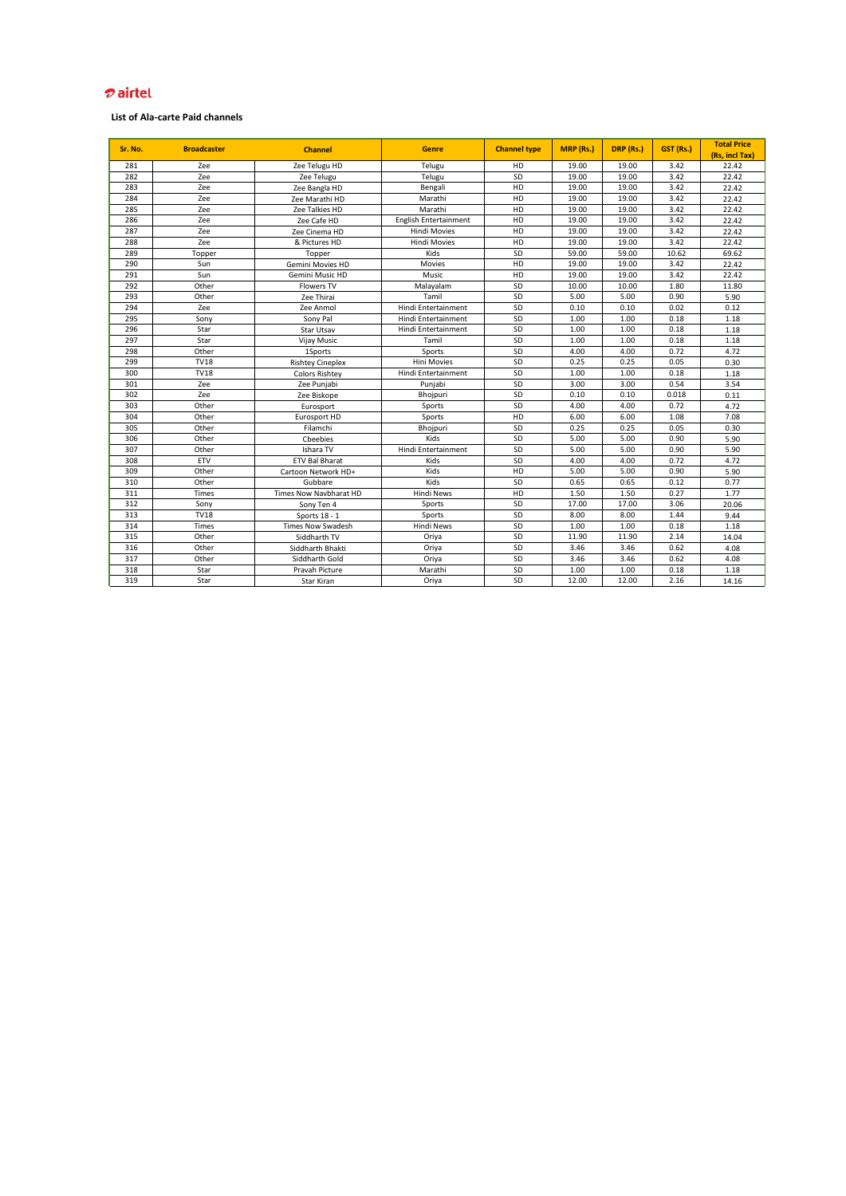airtel

**List of Ala-carte Paid channels**

| Sr. No. | Broadcaster | Channel | Genre | Channel type | MRP (Rs.) | DRP (Rs.) | GST (Rs.) | Total Price (Rs, incl Tax) |
|---|---|---|---|---|---|---|---|---|
| 281 | Zee | Zee Telugu HD | Telugu | HD | 19.00 | 19.00 | 3.42 | 22.42 |
| 282 | Zee | Zee Telugu | Telugu | SD | 19.00 | 19.00 | 3.42 | 22.42 |
| 283 | Zee | Zee Bangla HD | Bengali | HD | 19.00 | 19.00 | 3.42 | 22.42 |
| 284 | Zee | Zee Marathi HD | Marathi | HD | 19.00 | 19.00 | 3.42 | 22.42 |
| 285 | Zee | Zee Talkies HD | Marathi | HD | 19.00 | 19.00 | 3.42 | 22.42 |
| 286 | Zee | Zee Cafe HD | English Entertainment | HD | 19.00 | 19.00 | 3.42 | 22.42 |
| 287 | Zee | Zee Cinema HD | Hindi Movies | HD | 19.00 | 19.00 | 3.42 | 22.42 |
| 288 | Zee | & Pictures HD | Hindi Movies | HD | 19.00 | 19.00 | 3.42 | 22.42 |
| 289 | Topper | Topper | Kids | SD | 59.00 | 59.00 | 10.62 | 69.62 |
| 290 | Sun | Gemini Movies HD | Movies | HD | 19.00 | 19.00 | 3.42 | 22.42 |
| 291 | Sun | Gemini Music HD | Music | HD | 19.00 | 19.00 | 3.42 | 22.42 |
| 292 | Other | Flowers TV | Malayalam | SD | 10.00 | 10.00 | 1.80 | 11.80 |
| 293 | Other | Zee Thirai | Tamil | SD | 5.00 | 5.00 | 0.90 | 5.90 |
| 294 | Zee | Zee Anmol | Hindi Entertainment | SD | 0.10 | 0.10 | 0.02 | 0.12 |
| 295 | Sony | Sony Pal | Hindi Entertainment | SD | 1.00 | 1.00 | 0.18 | 1.18 |
| 296 | Star | Star Utsav | Hindi Entertainment | SD | 1.00 | 1.00 | 0.18 | 1.18 |
| 297 | Star | Vijay Music | Tamil | SD | 1.00 | 1.00 | 0.18 | 1.18 |
| 298 | Other | 1Sports | Sports | SD | 4.00 | 4.00 | 0.72 | 4.72 |
| 299 | TV18 | Rishtey Cineplex | Hini Movies | SD | 0.25 | 0.25 | 0.05 | 0.30 |
| 300 | TV18 | Colors Rishtey | Hindi Entertainment | SD | 1.00 | 1.00 | 0.18 | 1.18 |
| 301 | Zee | Zee Punjabi | Punjabi | SD | 3.00 | 3.00 | 0.54 | 3.54 |
| 302 | Zee | Zee Biskope | Bhojpuri | SD | 0.10 | 0.10 | 0.018 | 0.11 |
| 303 | Other | Eurosport | Sports | SD | 4.00 | 4.00 | 0.72 | 4.72 |
| 304 | Other | Eurosport HD | Sports | HD | 6.00 | 6.00 | 1.08 | 7.08 |
| 305 | Other | Filamchi | Bhojpuri | SD | 0.25 | 0.25 | 0.05 | 0.30 |
| 306 | Other | Cbeebies | Kids | SD | 5.00 | 5.00 | 0.90 | 5.90 |
| 307 | Other | Ishara TV | Hindi Entertainment | SD | 5.00 | 5.00 | 0.90 | 5.90 |
| 308 | ETV | ETV Bal Bharat | Kids | SD | 4.00 | 4.00 | 0.72 | 4.72 |
| 309 | Other | Cartoon Network HD+ | Kids | HD | 5.00 | 5.00 | 0.90 | 5.90 |
| 310 | Other | Gubbare | Kids | SD | 0.65 | 0.65 | 0.12 | 0.77 |
| 311 | Times | Times Now Navbharat HD | Hindi News | HD | 1.50 | 1.50 | 0.27 | 1.77 |
| 312 | Sony | Sony Ten 4 | Sports | SD | 17.00 | 17.00 | 3.06 | 20.06 |
| 313 | TV18 | Sports 18 - 1 | Sports | SD | 8.00 | 8.00 | 1.44 | 9.44 |
| 314 | Times | Times Now Swadesh | Hindi News | SD | 1.00 | 1.00 | 0.18 | 1.18 |
| 315 | Other | Siddharth TV | Oriya | SD | 11.90 | 11.90 | 2.14 | 14.04 |
| 316 | Other | Siddharth Bhakti | Oriya | SD | 3.46 | 3.46 | 0.62 | 4.08 |
| 317 | Other | Siddharth Gold | Oriya | SD | 3.46 | 3.46 | 0.62 | 4.08 |
| 318 | Star | Pravah Picture | Marathi | SD | 1.00 | 1.00 | 0.18 | 1.18 |
| 319 | Star | Star Kiran | Oriya | SD | 12.00 | 12.00 | 2.16 | 14.16 |